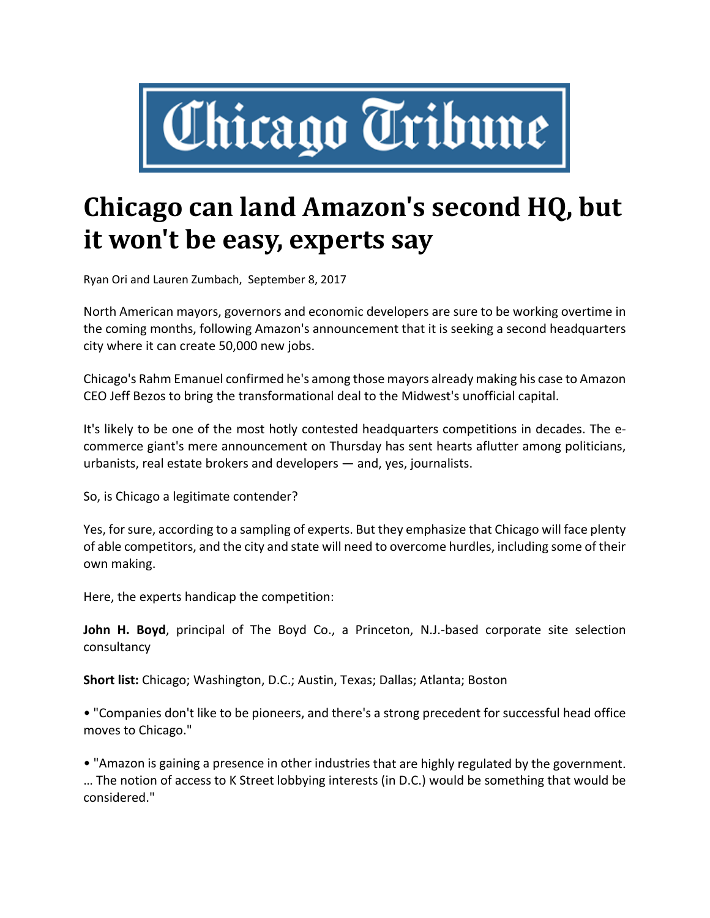Chicago Tribune

# Chicago can land Amazon's second HQ, but it won't be easy, experts say

Ryan Ori and Lauren Zumbach, September 8, 2017

North American mayors, governors and economic developers are sure to be working overtime in the coming months, following Amazon's announcement that it is seeking a second headquarters city where it can create 50,000 new jobs.

Chicago's Rahm Emanuel confirmed he's among those mayors already making his case to Amazon CEO Jeff Bezos to bring the transformational deal to the Midwest's unofficial capital.

It's likely to be one of the most hotly contested headquarters competitions in decades. The e-commerce giant's mere announcement on Thursday has sent hearts aflutter among politicians, urbanists, real estate brokers and developers — and, yes, journalists.

So, is Chicago a legitimate contender?

Yes, for sure, according to a sampling of experts. But they emphasize that Chicago will face plenty of able competitors, and the city and state will need to overcome hurdles, including some of their own making.

Here, the experts handicap the competition:

**John H. Boyd**, principal of The Boyd Co., a Princeton, N.J.-based corporate site selection consultancy

**Short list:** Chicago; Washington, D.C.; Austin, Texas; Dallas; Atlanta; Boston

• "Companies don't like to be pioneers, and there's a strong precedent for successful head office moves to Chicago."

• "Amazon is gaining a presence in other industries that are highly regulated by the government. … The notion of access to K Street lobbying interests (in D.C.) would be something that would be considered."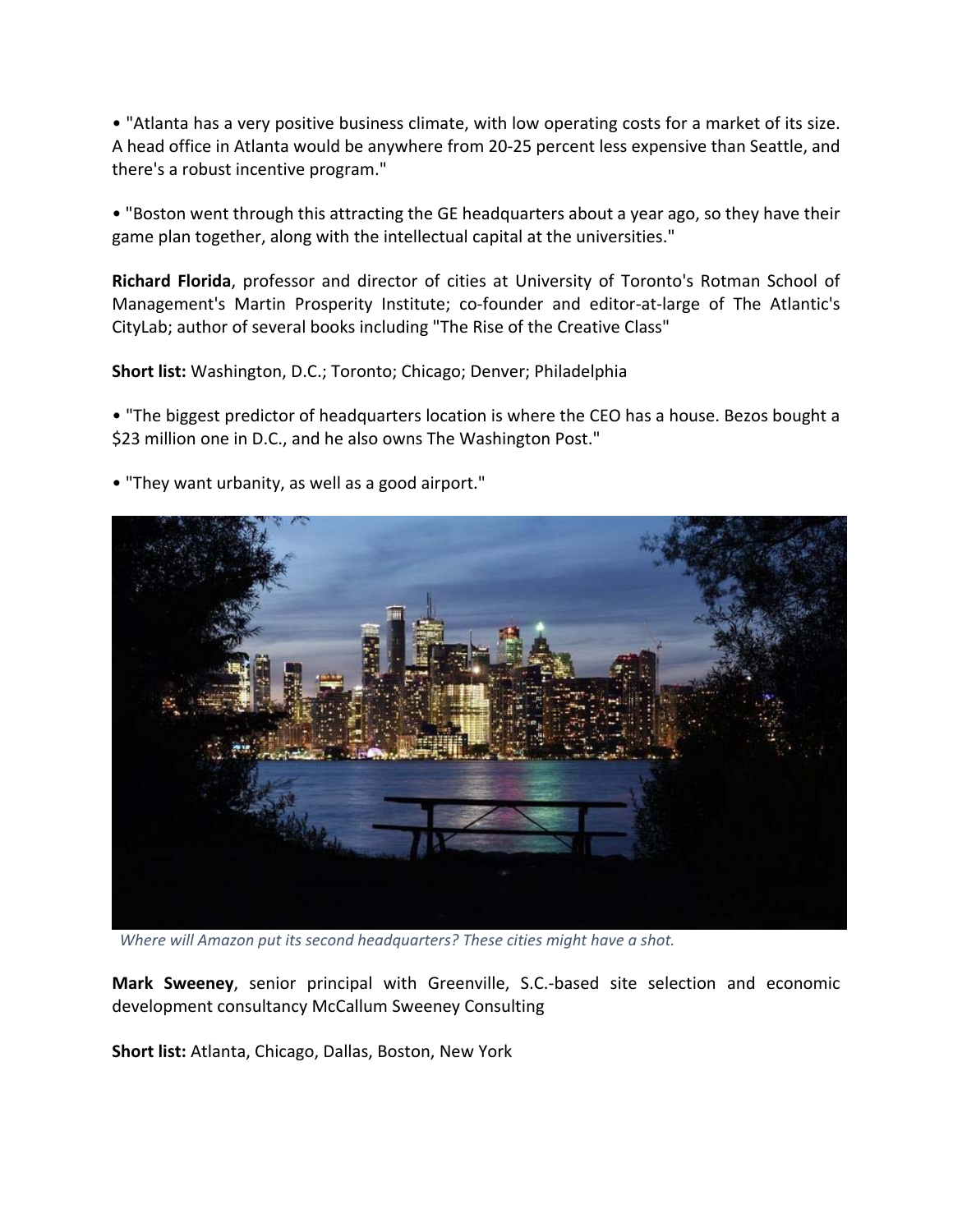• "Atlanta has a very positive business climate, with low operating costs for a market of its size. A head office in Atlanta would be anywhere from 20-25 percent less expensive than Seattle, and there's a robust incentive program."

• "Boston went through this attracting the GE headquarters about a year ago, so they have their game plan together, along with the intellectual capital at the universities."

**Richard Florida**, professor and director of cities at University of Toronto's Rotman School of Management's Martin Prosperity Institute; co-founder and editor-at-large of The Atlantic's CityLab; author of several books including "The Rise of the Creative Class"

**Short list:** Washington, D.C.; Toronto; Chicago; Denver; Philadelphia

• "The biggest predictor of headquarters location is where the CEO has a house. Bezos bought a $23 million one in D.C., and he also owns The Washington Post."

• "They want urbanity, as well as a good airport."

*Where will Amazon put its second headquarters? These cities might have a shot.*

**Mark Sweeney**, senior principal with Greenville, S.C.-based site selection and economic development consultancy McCallum Sweeney Consulting

**Short list:** Atlanta, Chicago, Dallas, Boston, New York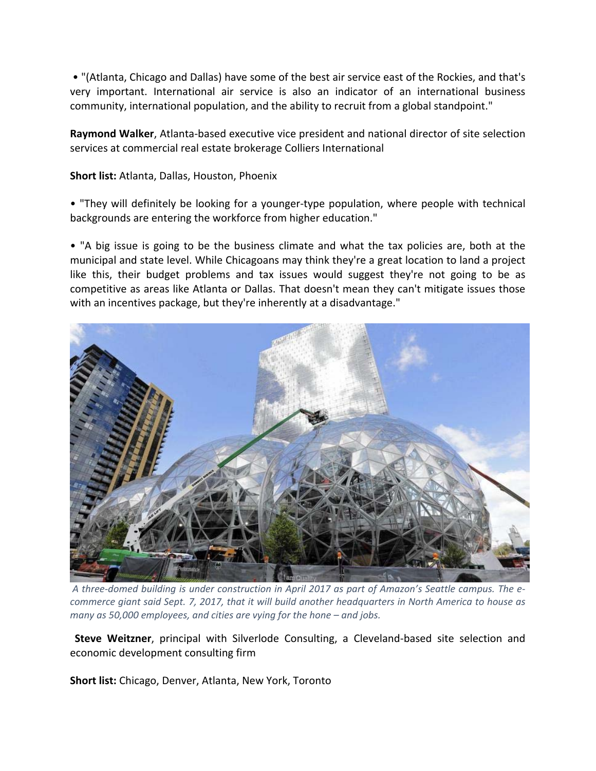• "(Atlanta, Chicago and Dallas) have some of the best air service east of the Rockies, and that's very important. International air service is also an indicator of an international business community, international population, and the ability to recruit from a global standpoint."

**Raymond Walker**, Atlanta-based executive vice president and national director of site selection services at commercial real estate brokerage Colliers International

**Short list:** Atlanta, Dallas, Houston, Phoenix

• "They will definitely be looking for a younger-type population, where people with technical backgrounds are entering the workforce from higher education."

• "A big issue is going to be the business climate and what the tax policies are, both at the municipal and state level. While Chicagoans may think they're a great location to land a project like this, their budget problems and tax issues would suggest they're not going to be as competitive as areas like Atlanta or Dallas. That doesn't mean they can't mitigate issues those with an incentives package, but they're inherently at a disadvantage."

*A three-domed building is under construction in April 2017 as part of Amazon's Seattle campus. The e-commerce giant said Sept. 7, 2017, that it will build another headquarters in North America to house as many as 50,000 employees, and cities are vying for the hone – and jobs.*

**Steve Weitzner**, principal with Silverlode Consulting, a Cleveland-based site selection and economic development consulting firm

**Short list:** Chicago, Denver, Atlanta, New York, Toronto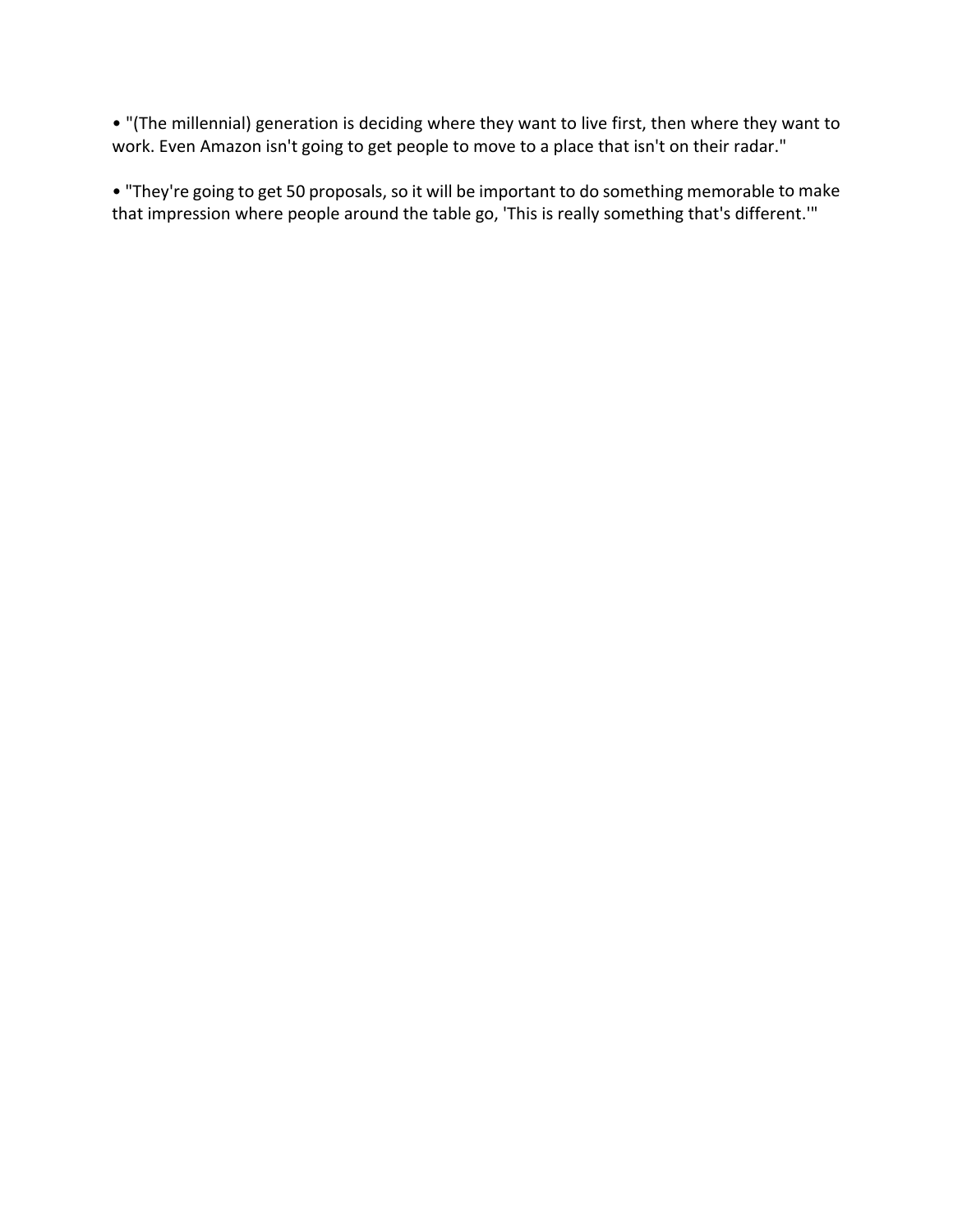- "(The millennial) generation is deciding where they want to live first, then where they want to work. Even Amazon isn't going to get people to move to a place that isn't on their radar."

- "They're going to get 50 proposals, so it will be important to do something memorable to make that impression where people around the table go, 'This is really something that's different.'"